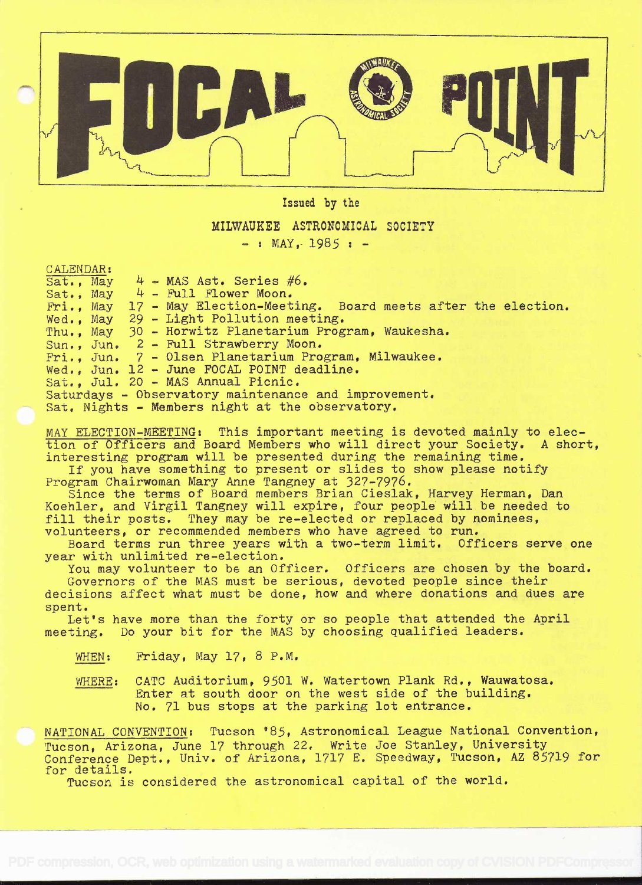# FOCAL POINT

Issued by the

MILWAUKEE ASTRONOMICAL SOCIETY

- : MAY, 1985 : -

CALENDAR:

Sat., May 4 - MAS Ast. Series #6.
Sat., May 4 - Full Flower Moon.
Fri., May 17 - May Election-Meeting. Board meets after the election.
Wed., May 29 - Light Pollution meeting.
Thu., May 30 - Horwitz Planetarium Program, Waukesha.
Sun., Jun. 2 - Full Strawberry Moon.
Fri., Jun. 7 - Olsen Planetarium Program, Milwaukee.
Wed., Jun. 12 - June FOCAL POINT deadline.
Sat., Jul. 20 - MAS Annual Picnic.
Saturdays - Observatory maintenance and improvement.
Sat. Nights - Members night at the observatory.

MAY ELECTION-MEETING: This important meeting is devoted mainly to election of Officers and Board Members who will direct your Society. A short, interesting program will be presented during the remaining time.

If you have something to present or slides to show please notify Program Chairwoman Mary Anne Tangney at 327-7976.

Since the terms of Board members Brian Cieslak, Harvey Herman, Dan Koehler, and Virgil Tangney will expire, four people will be needed to fill their posts. They may be re-elected or replaced by nominees, volunteers, or recommended members who have agreed to run.

Board terms run three years with a two-term limit. Officers serve one year with unlimited re-election.

You may volunteer to be an Officer. Officers are chosen by the board.

Governors of the MAS must be serious, devoted people since their decisions affect what must be done, how and where donations and dues are spent.

Let's have more than the forty or so people that attended the April meeting. Do your bit for the MAS by choosing qualified leaders.

WHEN: Friday, May 17, 8 P.M.

WHERE: CATC Auditorium, 9501 W. Watertown Plank Rd., Wauwatosa. Enter at south door on the west side of the building. No. 71 bus stops at the parking lot entrance.

NATIONAL CONVENTION: Tucson '85, Astronomical League National Convention, Tucson, Arizona, June 17 through 22. Write Joe Stanley, University Conference Dept., Univ. of Arizona, 1717 E. Speedway, Tucson, AZ 85719 for for details.

Tucson is considered the astronomical capital of the world.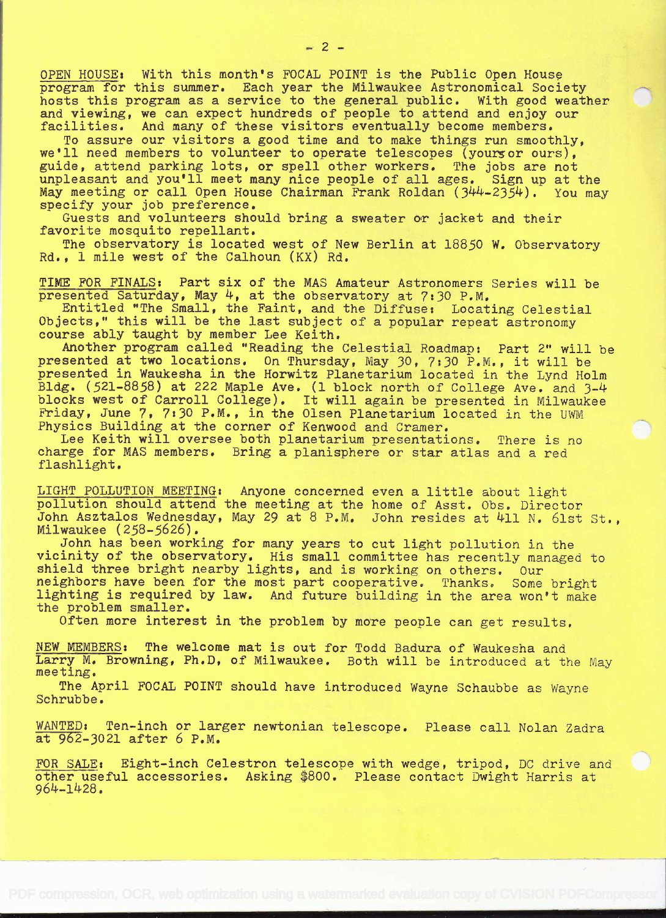OPEN HOUSE: With this month's FOCAL POINT is the Public Open House program for this summer. Each year the Milwaukee Astronomical Society hosts this program as a service to the general public. With good weather and viewing, we can expect hundreds of people to attend and enjoy our facilities. And many of these visitors eventually become members.

To assure our visitors a good time and to make things run smoothly, we'll need members to volunteer to operate telescopes (yours or ours), guide, attend parking lots, or spell other workers. The jobs are not unpleasant and you'll meet many nice people of all ages. Sign up at the May meeting or call Open House Chairman Frank Roldan (344-2354). You may specify your job preference.

Guests and volunteers should bring a sweater or jacket and their favorite mosquito repellant.

The observatory is located west of New Berlin at 18850 W. Observatory Rd., 1 mile west of the Calhoun (KX) Rd.

TIME FOR FINALS: Part six of the MAS Amateur Astronomers Series will be presented Saturday, May 4, at the observatory at 7:30 P.M.

Entitled "The Small, the Faint, and the Diffuse: Locating Celestial Objects," this will be the last subject of a popular repeat astronomy course ably taught by member Lee Keith.

Another program called "Reading the Celestial Roadmap: Part 2" will be presented at two locations. On Thursday, May 30, 7:30 P.M., it will be presented in Waukesha in the Horwitz Planetarium located in the Lynd Holm Bldg. (521-8858) at 222 Maple Ave. (1 block north of College Ave. and 3-4 blocks west of Carroll College). It will again be presented in Milwaukee Friday, June 7, 7:30 P.M., in the Olsen Planetarium located in the UWM Physics Building at the corner of Kenwood and Cramer.

Lee Keith will oversee both planetarium presentations. There is no charge for MAS members. Bring a planisphere or star atlas and a red flashlight.

LIGHT POLLUTION MEETING: Anyone concerned even a little about light pollution should attend the meeting at the home of Asst. Obs. Director John Asztalos Wednesday, May 29 at 8 P.M. John resides at 411 N. 61st St., Milwaukee (258-5626).

John has been working for many years to cut light pollution in the vicinity of the observatory. His small committee has recently managed to shield three bright nearby lights, and is working on others. Our neighbors have been for the most part cooperative. Thanks. Some bright lighting is required by law. And future building in the area won't make the problem smaller.

Often more interest in the problem by more people can get results.

NEW MEMBERS: The welcome mat is out for Todd Badura of Waukesha and Larry M. Browning, Ph.D, of Milwaukee. Both will be introduced at the May meeting.

The April FOCAL POINT should have introduced Wayne Schaubbe as Wayne Schrubbe.

WANTED: Ten-inch or larger newtonian telescope. Please call Nolan Zadra at 962-3021 after 6 P.M.

FOR SALE: Eight-inch Celestron telescope with wedge, tripod, DC drive and other useful accessories. Asking $800. Please contact Dwight Harris at 964-1428.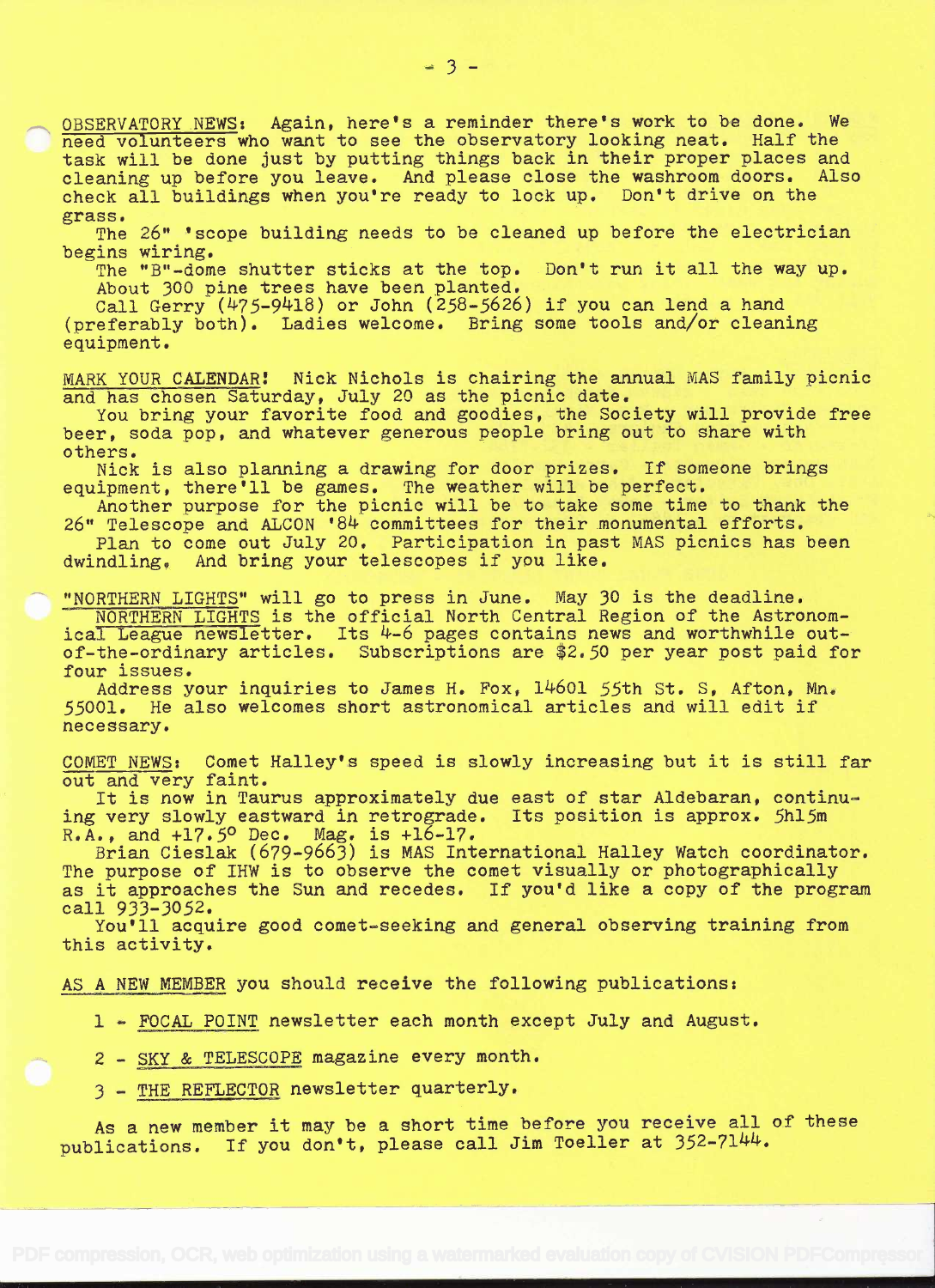OBSERVATORY NEWS: Again, here's a reminder there's work to be done. We need volunteers who want to see the observatory looking neat. Half the task will be done just by putting things back in their proper places and cleaning up before you leave. And please close the washroom doors. Also check all buildings when you're ready to lock up. Don't drive on the grass.

The 26" 'scope building needs to be cleaned up before the electrician begins wiring.

The "B"-dome shutter sticks at the top. Don't run it all the way up.

About 300 pine trees have been planted.

Call Gerry (475-9418) or John (258-5626) if you can lend a hand (preferably both). Ladies welcome. Bring some tools and/or cleaning equipment.

MARK YOUR CALENDAR! Nick Nichols is chairing the annual MAS family picnic and has chosen Saturday, July 20 as the picnic date.

You bring your favorite food and goodies, the Society will provide free beer, soda pop, and whatever generous people bring out to share with others.

Nick is also planning a drawing for door prizes. If someone brings equipment, there'll be games. The weather will be perfect.

Another purpose for the picnic will be to take some time to thank the 26" Telescope and ALCON '84 committees for their monumental efforts.

Plan to come out July 20. Participation in past MAS picnics has been dwindling. And bring your telescopes if you like.

"NORTHERN LIGHTS" will go to press in June. May 30 is the deadline.

NORTHERN LIGHTS is the official North Central Region of the Astronomical League newsletter. Its 4-6 pages contains news and worthwhile out-of-the-ordinary articles. Subscriptions are $2.50 per year post paid for four issues.

Address your inquiries to James H. Fox, 14601 55th St. S, Afton, Mn. 55001. He also welcomes short astronomical articles and will edit if necessary.

COMET NEWS: Comet Halley's speed is slowly increasing but it is still far out and very faint.

It is now in Taurus approximately due east of star Aldebaran, continuing very slowly eastward in retrograde. Its position is approx. 5h15m R.A., and +17.5° Dec. Mag. is +16-17.

Brian Cieslak (679-9663) is MAS International Halley Watch coordinator. The purpose of IHW is to observe the comet visually or photographically as it approaches the Sun and recedes. If you'd like a copy of the program call 933-3052.

You'll acquire good comet-seeking and general observing training from this activity.

AS A NEW MEMBER you should receive the following publications:

1 - FOCAL POINT newsletter each month except July and August.

2 - SKY & TELESCOPE magazine every month.

3 - THE REFLECTOR newsletter quarterly.

As a new member it may be a short time before you receive all of these publications. If you don't, please call Jim Toeller at 352-7144.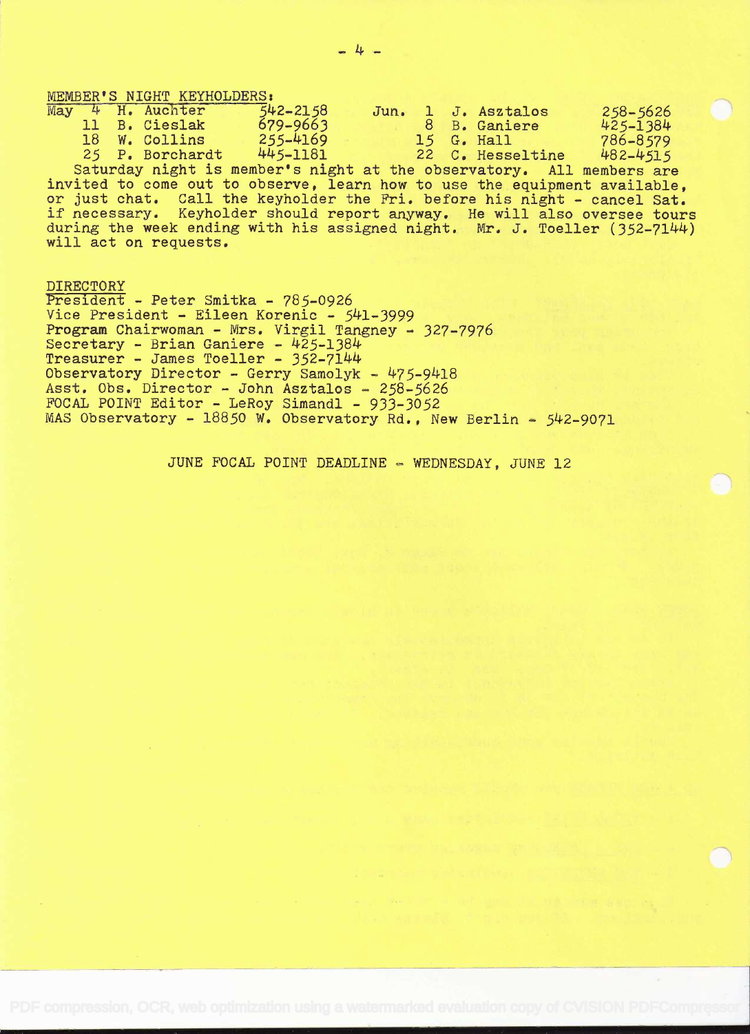MEMBER'S NIGHT KEYHOLDERS:

| Date | Name | Phone | Date | Name | Phone |
|---|---|---|---|---|---|
| May 4 | H. Auchter | 542-2158 | Jun. 1 | J. Asztalos | 258-5626 |
| 11 | B. Cieslak | 679-9663 | 8 | B. Ganiere | 425-1384 |
| 18 | W. Collins | 255-4169 | 15 | G. Hall | 786-8579 |
| 25 | P. Borchardt | 445-1181 | 22 | C. Hesseltine | 482-4515 |

Saturday night is member's night at the observatory. All members are invited to come out to observe, learn how to use the equipment available, or just chat. Call the keyholder the Fri. before his night - cancel Sat. if necessary. Keyholder should report anyway. He will also oversee tours during the week ending with his assigned night. Mr. J. Toeller (352-7144) will act on requests.

DIRECTORY

President - Peter Smitka - 785-0926
Vice President - Eileen Korenic - 541-3999
Program Chairwoman - Mrs. Virgil Tangney - 327-7976
Secretary - Brian Ganiere - 425-1384
Treasurer - James Toeller - 352-7144
Observatory Director - Gerry Samolyk - 475-9418
Asst. Obs. Director - John Asztalos - 258-5626
FOCAL POINT Editor - LeRoy Simandl - 933-3052
MAS Observatory - 18850 W. Observatory Rd., New Berlin - 542-9071

JUNE FOCAL POINT DEADLINE - WEDNESDAY, JUNE 12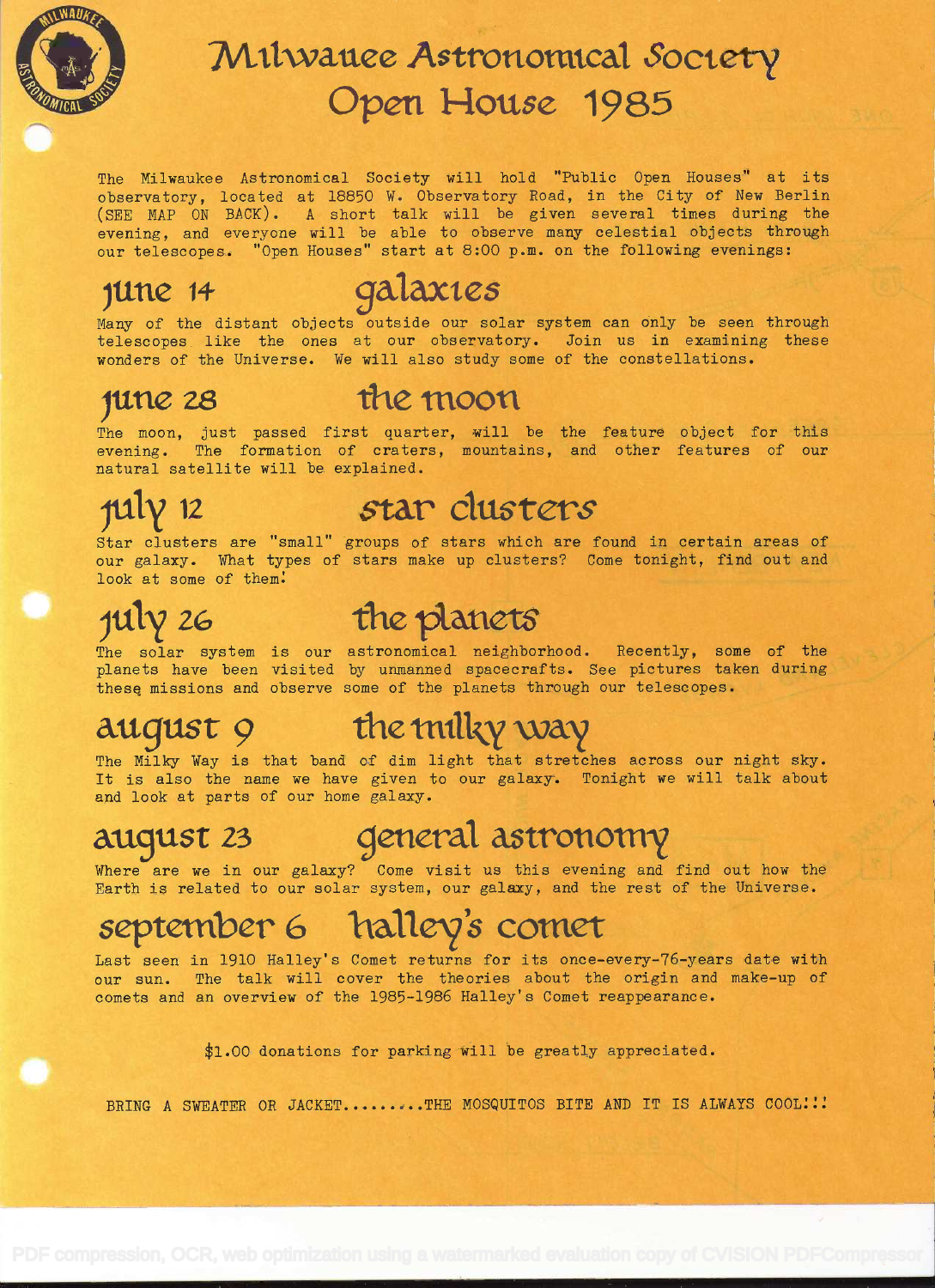# Milwauee Astronomical Society Open House 1985

The Milwaukee Astronomical Society will hold "Public Open Houses" at its observatory, located at 18850 W. Observatory Road, in the City of New Berlin (SEE MAP ON BACK). A short talk will be given several times during the evening, and everyone will be able to observe many celestial objects through our telescopes. "Open Houses" start at 8:00 p.m. on the following evenings:

## june 14 galaxies

Many of the distant objects outside our solar system can only be seen through telescopes like the ones at our observatory. Join us in examining these wonders of the Universe. We will also study some of the constellations.

## june 28 the moon

The moon, just passed first quarter, will be the feature object for this evening. The formation of craters, mountains, and other features of our natural satellite will be explained.

## july 12 star clusters

Star clusters are "small" groups of stars which are found in certain areas of our galaxy. What types of stars make up clusters? Come tonight, find out and look at some of them!

## july 26 the planets

The solar system is our astronomical neighborhood. Recently, some of the planets have been visited by unmanned spacecrafts. See pictures taken during these missions and observe some of the planets through our telescopes.

## august 9 the milky way

The Milky Way is that band of dim light that stretches across our night sky. It is also the name we have given to our galaxy. Tonight we will talk about and look at parts of our home galaxy.

## august 23 general astronomy

Where are we in our galaxy? Come visit us this evening and find out how the Earth is related to our solar system, our galaxy, and the rest of the Universe.

## september 6 halley's comet

Last seen in 1910 Halley's Comet returns for its once-every-76-years date with our sun. The talk will cover the theories about the origin and make-up of comets and an overview of the 1985-1986 Halley's Comet reappearance.

$1.00 donations for parking will be greatly appreciated.

BRING A SWEATER OR JACKET.........THE MOSQUITOS BITE AND IT IS ALWAYS COOL!!!